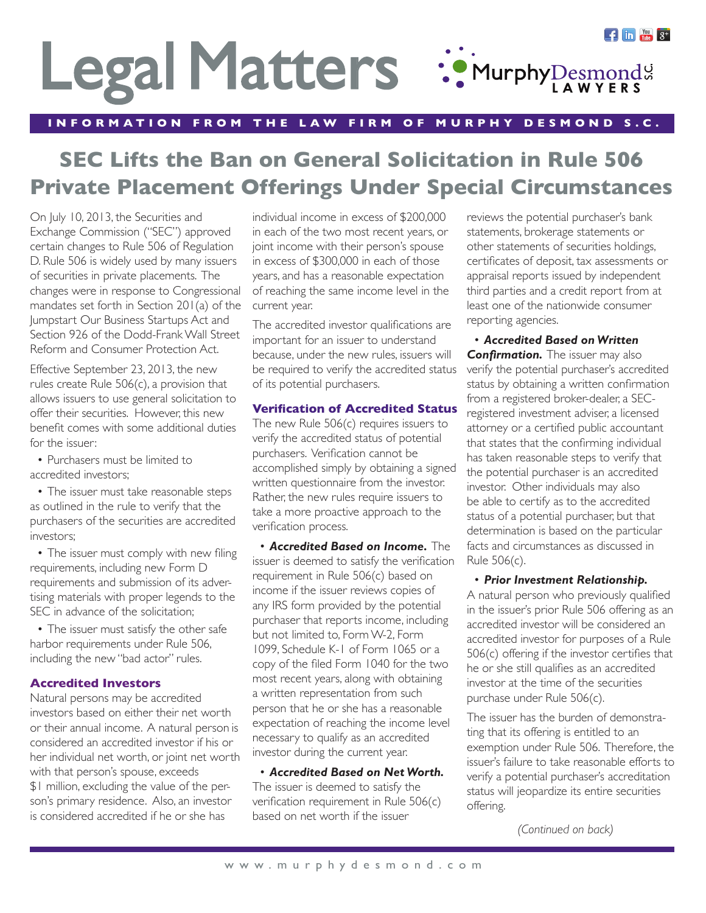# Legal Matters

**INFORMATION FROM THE LAW FIRM OF MURPHY DESMOND S.C.**

## SEC Lifts the Ban on General Solicitation in Rule 506 Private Placement Offerings Under Special Circumstances

On July 10, 2013, the Securities and Exchange Commission ("SEC") approved certain changes to Rule 506 of Regulation D. Rule 506 is widely used by many issuers of securities in private placements. The changes were in response to Congressional mandates set forth in Section 201(a) of the Jumpstart Our Business Startups Act and Section 926 of the Dodd-Frank Wall Street Reform and Consumer Protection Act.

Effective September 23, 2013, the new rules create Rule 506(c), a provision that allows issuers to use general solicitation to offer their securities. However, this new benefit comes with some additional duties for the issuer:

- Purchasers must be limited to accredited investors;
- The issuer must take reasonable steps as outlined in the rule to verify that the purchasers of the securities are accredited investors;
- The issuer must comply with new filing requirements, including new Form D requirements and submission of its advertising materials with proper legends to the SEC in advance of the solicitation;
- The issuer must satisfy the other safe harbor requirements under Rule 506, including the new "bad actor" rules.

### Accredited Investors

Natural persons may be accredited investors based on either their net worth or their annual income. A natural person is considered an accredited investor if his or her individual net worth, or joint net worth with that person's spouse, exceeds $1 million, excluding the value of the person's primary residence. Also, an investor is considered accredited if he or she has individual income in excess of $200,000 in each of the two most recent years, or joint income with their person's spouse in excess of $300,000 in each of those years, and has a reasonable expectation of reaching the same income level in the current year.

The accredited investor qualifications are important for an issuer to understand because, under the new rules, issuers will be required to verify the accredited status of its potential purchasers.

### Verification of Accredited Status

The new Rule 506(c) requires issuers to verify the accredited status of potential purchasers. Verification cannot be accomplished simply by obtaining a signed written questionnaire from the investor. Rather, the new rules require issuers to take a more proactive approach to the verification process.

- ***Accredited Based on Income.*** The issuer is deemed to satisfy the verification requirement in Rule 506(c) based on income if the issuer reviews copies of any IRS form provided by the potential purchaser that reports income, including but not limited to, Form W-2, Form 1099, Schedule K-1 of Form 1065 or a copy of the filed Form 1040 for the two most recent years, along with obtaining a written representation from such person that he or she has a reasonable expectation of reaching the income level necessary to qualify as an accredited investor during the current year.

- ***Accredited Based on Net Worth.*** The issuer is deemed to satisfy the verification requirement in Rule 506(c) based on net worth if the issuer reviews the potential purchaser's bank statements, brokerage statements or other statements of securities holdings, certificates of deposit, tax assessments or appraisal reports issued by independent third parties and a credit report from at least one of the nationwide consumer reporting agencies.

- ***Accredited Based on Written Confirmation.*** The issuer may also verify the potential purchaser's accredited status by obtaining a written confirmation from a registered broker-dealer, a SEC-registered investment adviser, a licensed attorney or a certified public accountant that states that the confirming individual has taken reasonable steps to verify that the potential purchaser is an accredited investor. Other individuals may also be able to certify as to the accredited status of a potential purchaser, but that determination is based on the particular facts and circumstances as discussed in Rule 506(c).

- ***Prior Investment Relationship.*** A natural person who previously qualified in the issuer's prior Rule 506 offering as an accredited investor will be considered an accredited investor for purposes of a Rule 506(c) offering if the investor certifies that he or she still qualifies as an accredited investor at the time of the securities purchase under Rule 506(c).

The issuer has the burden of demonstrating that its offering is entitled to an exemption under Rule 506. Therefore, the issuer's failure to take reasonable efforts to verify a potential purchaser's accreditation status will jeopardize its entire securities offering.

*(Continued on back)*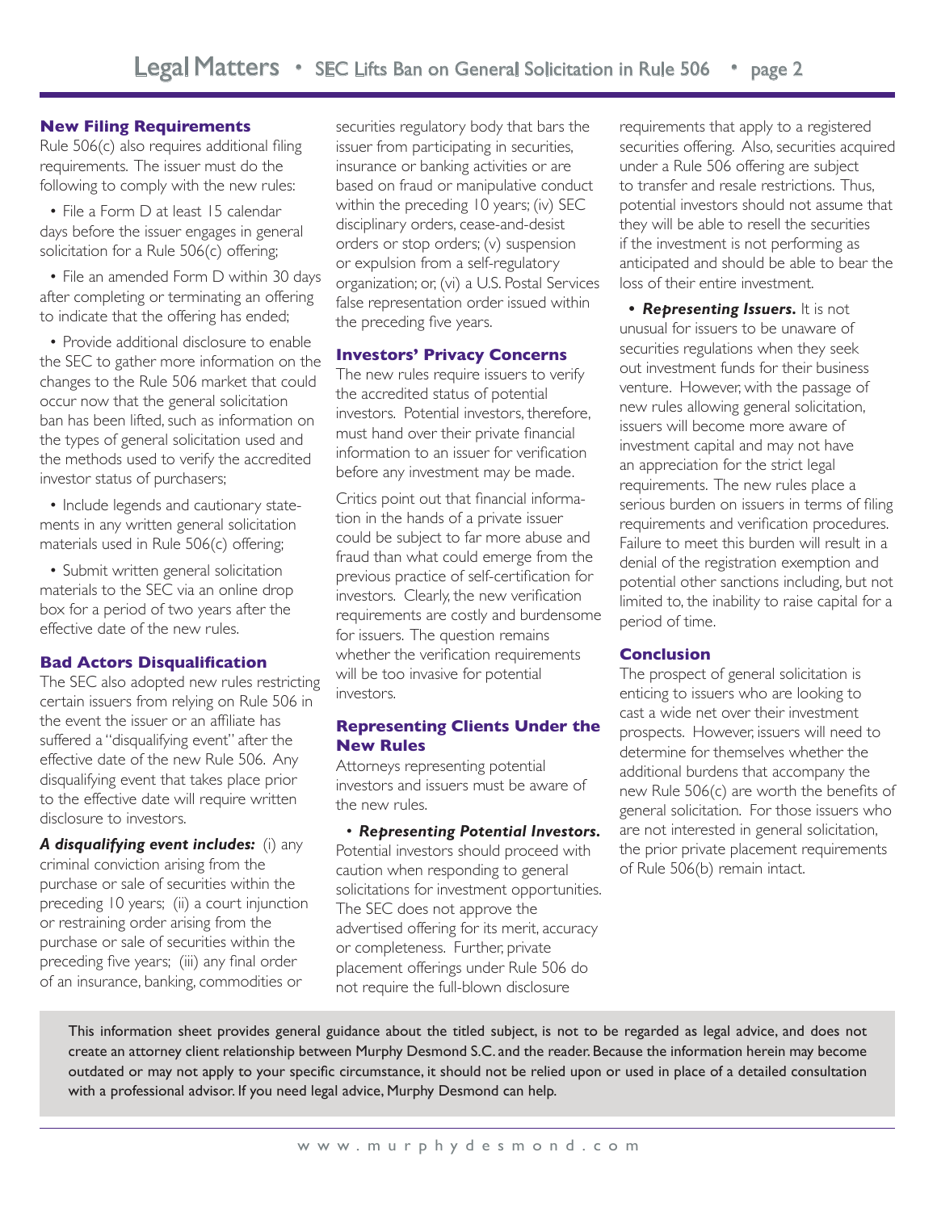## New Filing Requirements

Rule 506(c) also requires additional filing requirements. The issuer must do the following to comply with the new rules:

- File a Form D at least 15 calendar days before the issuer engages in general solicitation for a Rule 506(c) offering;
- File an amended Form D within 30 days after completing or terminating an offering to indicate that the offering has ended;
- Provide additional disclosure to enable the SEC to gather more information on the changes to the Rule 506 market that could occur now that the general solicitation ban has been lifted, such as information on the types of general solicitation used and the methods used to verify the accredited investor status of purchasers;
- Include legends and cautionary statements in any written general solicitation materials used in Rule 506(c) offering;
- Submit written general solicitation materials to the SEC via an online drop box for a period of two years after the effective date of the new rules.

## Bad Actors Disqualification

The SEC also adopted new rules restricting certain issuers from relying on Rule 506 in the event the issuer or an affiliate has suffered a "disqualifying event" after the effective date of the new Rule 506. Any disqualifying event that takes place prior to the effective date will require written disclosure to investors.

***A disqualifying event includes:*** (i) any criminal conviction arising from the purchase or sale of securities within the preceding 10 years; (ii) a court injunction or restraining order arising from the purchase or sale of securities within the preceding five years; (iii) any final order of an insurance, banking, commodities or securities regulatory body that bars the issuer from participating in securities, insurance or banking activities or are based on fraud or manipulative conduct within the preceding 10 years; (iv) SEC disciplinary orders, cease-and-desist orders or stop orders; (v) suspension or expulsion from a self-regulatory organization; or, (vi) a U.S. Postal Services false representation order issued within the preceding five years.

## Investors' Privacy Concerns

The new rules require issuers to verify the accredited status of potential investors. Potential investors, therefore, must hand over their private financial information to an issuer for verification before any investment may be made.

Critics point out that financial information in the hands of a private issuer could be subject to far more abuse and fraud than what could emerge from the previous practice of self-certification for investors. Clearly, the new verification requirements are costly and burdensome for issuers. The question remains whether the verification requirements will be too invasive for potential investors.

## Representing Clients Under the New Rules

Attorneys representing potential investors and issuers must be aware of the new rules.

- ***Representing Potential Investors.*** Potential investors should proceed with caution when responding to general solicitations for investment opportunities. The SEC does not approve the advertised offering for its merit, accuracy or completeness. Further, private placement offerings under Rule 506 do not require the full-blown disclosure requirements that apply to a registered securities offering. Also, securities acquired under a Rule 506 offering are subject to transfer and resale restrictions. Thus, potential investors should not assume that they will be able to resell the securities if the investment is not performing as anticipated and should be able to bear the loss of their entire investment.

- ***Representing Issuers.*** It is not unusual for issuers to be unaware of securities regulations when they seek out investment funds for their business venture. However, with the passage of new rules allowing general solicitation, issuers will become more aware of investment capital and may not have an appreciation for the strict legal requirements. The new rules place a serious burden on issuers in terms of filing requirements and verification procedures. Failure to meet this burden will result in a denial of the registration exemption and potential other sanctions including, but not limited to, the inability to raise capital for a period of time.

## Conclusion

The prospect of general solicitation is enticing to issuers who are looking to cast a wide net over their investment prospects. However, issuers will need to determine for themselves whether the additional burdens that accompany the new Rule 506(c) are worth the benefits of general solicitation. For those issuers who are not interested in general solicitation, the prior private placement requirements of Rule 506(b) remain intact.

This information sheet provides general guidance about the titled subject, is not to be regarded as legal advice, and does not create an attorney client relationship between Murphy Desmond S.C. and the reader. Because the information herein may become outdated or may not apply to your specific circumstance, it should not be relied upon or used in place of a detailed consultation with a professional advisor. If you need legal advice, Murphy Desmond can help.

www.murphydesmond.com